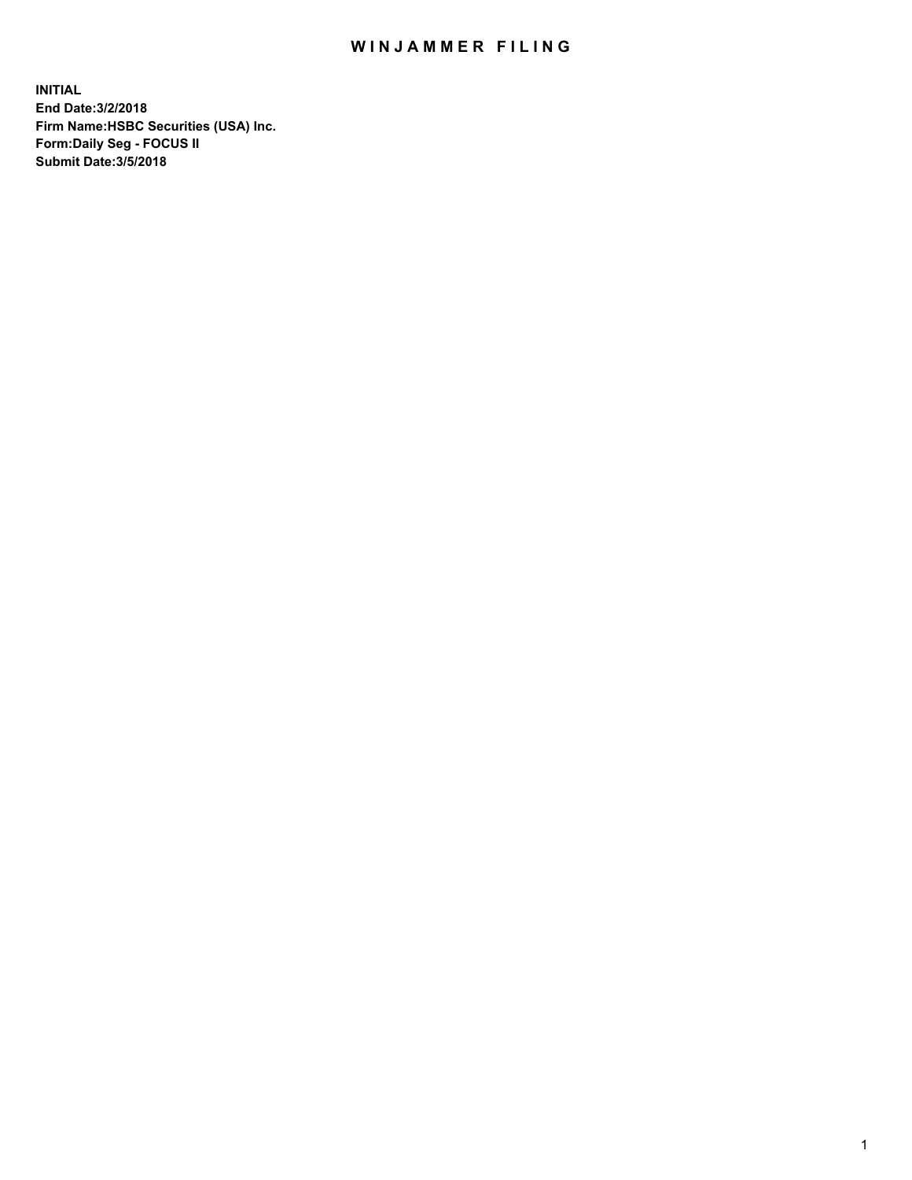# WINJAMMER FILING

**INITIAL**
**End Date:3/2/2018**
**Firm Name:HSBC Securities (USA) Inc.**
**Form:Daily Seg - FOCUS II**
**Submit Date:3/5/2018**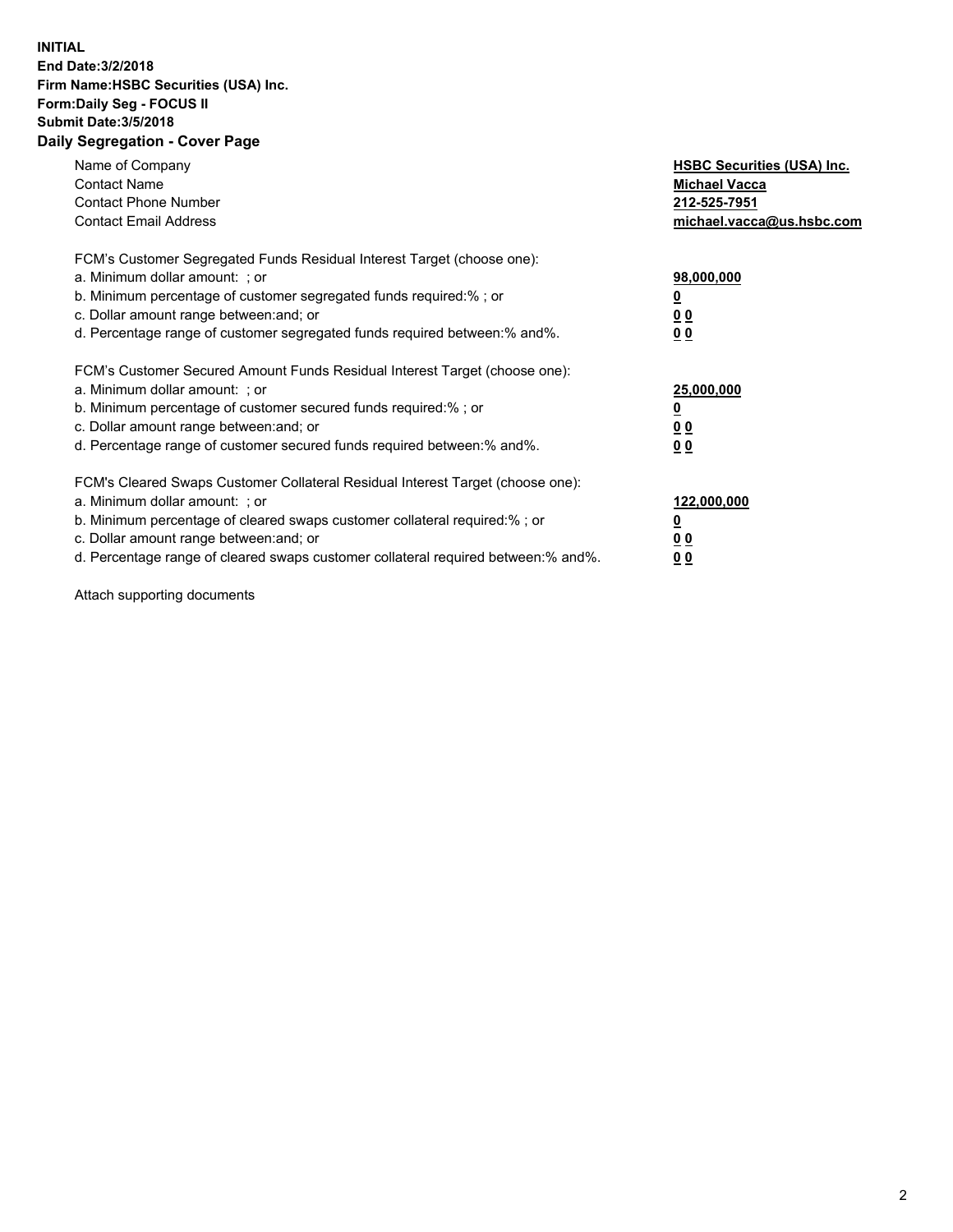**INITIAL**
**End Date:3/2/2018**
**Firm Name:HSBC Securities (USA) Inc.**
**Form:Daily Seg - FOCUS II**
**Submit Date:3/5/2018**

## Daily Segregation - Cover Page

| | |
|---|---|
| Name of Company | **HSBC Securities (USA) Inc.** |
| Contact Name | **Michael Vacca** |
| Contact Phone Number | **212-525-7951** |
| Contact Email Address | **michael.vacca@us.hsbc.com** |

FCM's Customer Segregated Funds Residual Interest Target (choose one):

| | |
|---|---|
| a. Minimum dollar amount: ; or | **98,000,000** |
| b. Minimum percentage of customer segregated funds required:% ; or | **0** |
| c. Dollar amount range between:and; or | **0 0** |
| d. Percentage range of customer segregated funds required between:% and%. | **0 0** |

FCM's Customer Secured Amount Funds Residual Interest Target (choose one):

| | |
|---|---|
| a. Minimum dollar amount: ; or | **25,000,000** |
| b. Minimum percentage of customer secured funds required:% ; or | **0** |
| c. Dollar amount range between:and; or | **0 0** |
| d. Percentage range of customer secured funds required between:% and%. | **0 0** |

FCM's Cleared Swaps Customer Collateral Residual Interest Target (choose one):

| | |
|---|---|
| a. Minimum dollar amount: ; or | **122,000,000** |
| b. Minimum percentage of cleared swaps customer collateral required:% ; or | **0** |
| c. Dollar amount range between:and; or | **0 0** |
| d. Percentage range of cleared swaps customer collateral required between:% and%. | **0 0** |

Attach supporting documents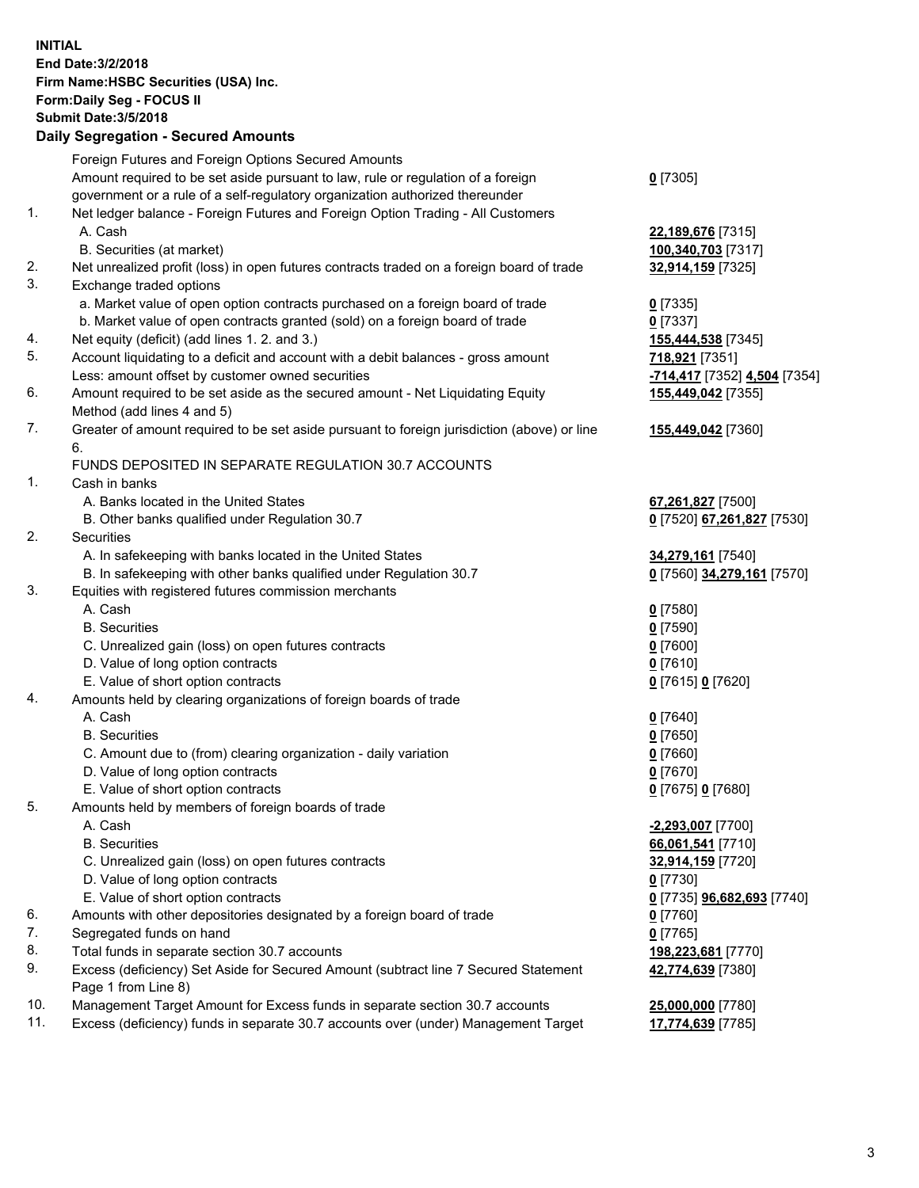**INITIAL**
**End Date:3/2/2018**
**Firm Name:HSBC Securities (USA) Inc.**
**Form:Daily Seg - FOCUS II**
**Submit Date:3/5/2018**

## Daily Segregation - Secured Amounts

| | | |
|---|---|---|
| | Foreign Futures and Foreign Options Secured Amounts | |
| | Amount required to be set aside pursuant to law, rule or regulation of a foreign government or a rule of a self-regulatory organization authorized thereunder | **0** [7305] |
| 1. | Net ledger balance - Foreign Futures and Foreign Option Trading - All Customers | |
| | A. Cash | **22,189,676** [7315] |
| | B. Securities (at market) | **100,340,703** [7317] |
| 2. | Net unrealized profit (loss) in open futures contracts traded on a foreign board of trade | **32,914,159** [7325] |
| 3. | Exchange traded options | |
| | a. Market value of open option contracts purchased on a foreign board of trade | **0** [7335] |
| | b. Market value of open contracts granted (sold) on a foreign board of trade | **0** [7337] |
| 4. | Net equity (deficit) (add lines 1. 2. and 3.) | **155,444,538** [7345] |
| 5. | Account liquidating to a deficit and account with a debit balances - gross amount | **718,921** [7351] |
| | Less: amount offset by customer owned securities | **-714,417** [7352] **4,504** [7354] |
| 6. | Amount required to be set aside as the secured amount - Net Liquidating Equity Method (add lines 4 and 5) | **155,449,042** [7355] |
| 7. | Greater of amount required to be set aside pursuant to foreign jurisdiction (above) or line 6. | **155,449,042** [7360] |
| | FUNDS DEPOSITED IN SEPARATE REGULATION 30.7 ACCOUNTS | |
| 1. | Cash in banks | |
| | A. Banks located in the United States | **67,261,827** [7500] |
| | B. Other banks qualified under Regulation 30.7 | **0** [7520] **67,261,827** [7530] |
| 2. | Securities | |
| | A. In safekeeping with banks located in the United States | **34,279,161** [7540] |
| | B. In safekeeping with other banks qualified under Regulation 30.7 | **0** [7560] **34,279,161** [7570] |
| 3. | Equities with registered futures commission merchants | |
| | A. Cash | **0** [7580] |
| | B. Securities | **0** [7590] |
| | C. Unrealized gain (loss) on open futures contracts | **0** [7600] |
| | D. Value of long option contracts | **0** [7610] |
| | E. Value of short option contracts | **0** [7615] **0** [7620] |
| 4. | Amounts held by clearing organizations of foreign boards of trade | |
| | A. Cash | **0** [7640] |
| | B. Securities | **0** [7650] |
| | C. Amount due to (from) clearing organization - daily variation | **0** [7660] |
| | D. Value of long option contracts | **0** [7670] |
| | E. Value of short option contracts | **0** [7675] **0** [7680] |
| 5. | Amounts held by members of foreign boards of trade | |
| | A. Cash | **-2,293,007** [7700] |
| | B. Securities | **66,061,541** [7710] |
| | C. Unrealized gain (loss) on open futures contracts | **32,914,159** [7720] |
| | D. Value of long option contracts | **0** [7730] |
| | E. Value of short option contracts | **0** [7735] **96,682,693** [7740] |
| 6. | Amounts with other depositories designated by a foreign board of trade | **0** [7760] |
| 7. | Segregated funds on hand | **0** [7765] |
| 8. | Total funds in separate section 30.7 accounts | **198,223,681** [7770] |
| 9. | Excess (deficiency) Set Aside for Secured Amount (subtract line 7 Secured Statement Page 1 from Line 8) | **42,774,639** [7380] |
| 10. | Management Target Amount for Excess funds in separate section 30.7 accounts | **25,000,000** [7780] |
| 11. | Excess (deficiency) funds in separate 30.7 accounts over (under) Management Target | **17,774,639** [7785] |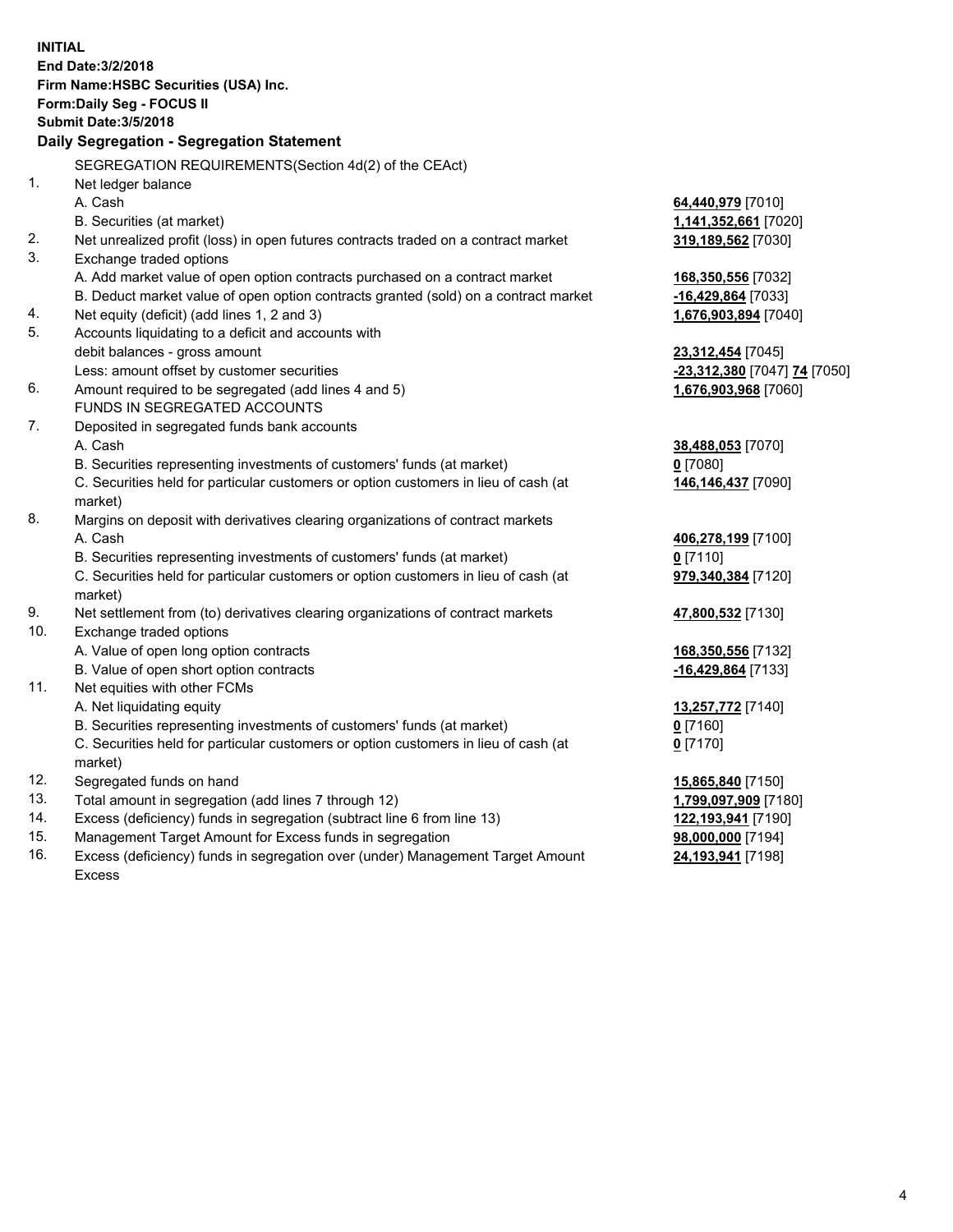**INITIAL**
**End Date:3/2/2018**
**Firm Name:HSBC Securities (USA) Inc.**
**Form:Daily Seg - FOCUS II**
**Submit Date:3/5/2018**

**Daily Segregation - Segregation Statement**

SEGREGATION REQUIREMENTS(Section 4d(2) of the CEAct)

| | | |
|---|---|---|
| 1. | Net ledger balance | |
| | A. Cash | **64,440,979** [7010] |
| | B. Securities (at market) | **1,141,352,661** [7020] |
| 2. | Net unrealized profit (loss) in open futures contracts traded on a contract market | **319,189,562** [7030] |
| 3. | Exchange traded options | |
| | A. Add market value of open option contracts purchased on a contract market | **168,350,556** [7032] |
| | B. Deduct market value of open option contracts granted (sold) on a contract market | **-16,429,864** [7033] |
| 4. | Net equity (deficit) (add lines 1, 2 and 3) | **1,676,903,894** [7040] |
| 5. | Accounts liquidating to a deficit and accounts with debit balances - gross amount | **23,312,454** [7045] |
| | Less: amount offset by customer securities | **-23,312,380** [7047] **74** [7050] |
| 6. | Amount required to be segregated (add lines 4 and 5) | **1,676,903,968** [7060] |
| | FUNDS IN SEGREGATED ACCOUNTS | |
| 7. | Deposited in segregated funds bank accounts | |
| | A. Cash | **38,488,053** [7070] |
| | B. Securities representing investments of customers' funds (at market) | **0** [7080] |
| | C. Securities held for particular customers or option customers in lieu of cash (at market) | **146,146,437** [7090] |
| 8. | Margins on deposit with derivatives clearing organizations of contract markets | |
| | A. Cash | **406,278,199** [7100] |
| | B. Securities representing investments of customers' funds (at market) | **0** [7110] |
| | C. Securities held for particular customers or option customers in lieu of cash (at market) | **979,340,384** [7120] |
| 9. | Net settlement from (to) derivatives clearing organizations of contract markets | **47,800,532** [7130] |
| 10. | Exchange traded options | |
| | A. Value of open long option contracts | **168,350,556** [7132] |
| | B. Value of open short option contracts | **-16,429,864** [7133] |
| 11. | Net equities with other FCMs | |
| | A. Net liquidating equity | **13,257,772** [7140] |
| | B. Securities representing investments of customers' funds (at market) | **0** [7160] |
| | C. Securities held for particular customers or option customers in lieu of cash (at market) | **0** [7170] |
| 12. | Segregated funds on hand | **15,865,840** [7150] |
| 13. | Total amount in segregation (add lines 7 through 12) | **1,799,097,909** [7180] |
| 14. | Excess (deficiency) funds in segregation (subtract line 6 from line 13) | **122,193,941** [7190] |
| 15. | Management Target Amount for Excess funds in segregation | **98,000,000** [7194] |
| 16. | Excess (deficiency) funds in segregation over (under) Management Target Amount Excess | **24,193,941** [7198] |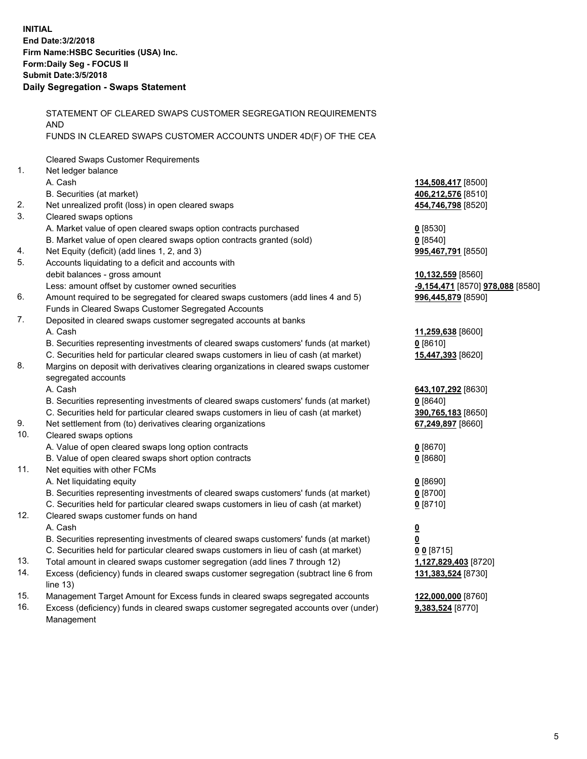**INITIAL**
**End Date:3/2/2018**
**Firm Name:HSBC Securities (USA) Inc.**
**Form:Daily Seg - FOCUS II**
**Submit Date:3/5/2018**
**Daily Segregation - Swaps Statement**

STATEMENT OF CLEARED SWAPS CUSTOMER SEGREGATION REQUIREMENTS AND FUNDS IN CLEARED SWAPS CUSTOMER ACCOUNTS UNDER 4D(F) OF THE CEA

| | | |
|---|---|---|
| | Cleared Swaps Customer Requirements | |
| 1. | Net ledger balance | |
| | A. Cash | **134,508,417** [8500] |
| | B. Securities (at market) | **406,212,576** [8510] |
| 2. | Net unrealized profit (loss) in open cleared swaps | **454,746,798** [8520] |
| 3. | Cleared swaps options | |
| | A. Market value of open cleared swaps option contracts purchased | **0** [8530] |
| | B. Market value of open cleared swaps option contracts granted (sold) | **0** [8540] |
| 4. | Net Equity (deficit) (add lines 1, 2, and 3) | **995,467,791** [8550] |
| 5. | Accounts liquidating to a deficit and accounts with debit balances - gross amount | **10,132,559** [8560] |
| | Less: amount offset by customer owned securities | **-9,154,471** [8570] **978,088** [8580] |
| 6. | Amount required to be segregated for cleared swaps customers (add lines 4 and 5) | **996,445,879** [8590] |
| | Funds in Cleared Swaps Customer Segregated Accounts | |
| 7. | Deposited in cleared swaps customer segregated accounts at banks | |
| | A. Cash | **11,259,638** [8600] |
| | B. Securities representing investments of cleared swaps customers' funds (at market) | **0** [8610] |
| | C. Securities held for particular cleared swaps customers in lieu of cash (at market) | **15,447,393** [8620] |
| 8. | Margins on deposit with derivatives clearing organizations in cleared swaps customer segregated accounts | |
| | A. Cash | **643,107,292** [8630] |
| | B. Securities representing investments of cleared swaps customers' funds (at market) | **0** [8640] |
| | C. Securities held for particular cleared swaps customers in lieu of cash (at market) | **390,765,183** [8650] |
| 9. | Net settlement from (to) derivatives clearing organizations | **67,249,897** [8660] |
| 10. | Cleared swaps options | |
| | A. Value of open cleared swaps long option contracts | **0** [8670] |
| | B. Value of open cleared swaps short option contracts | **0** [8680] |
| 11. | Net equities with other FCMs | |
| | A. Net liquidating equity | **0** [8690] |
| | B. Securities representing investments of cleared swaps customers' funds (at market) | **0** [8700] |
| | C. Securities held for particular cleared swaps customers in lieu of cash (at market) | **0** [8710] |
| 12. | Cleared swaps customer funds on hand | |
| | A. Cash | **0** |
| | B. Securities representing investments of cleared swaps customers' funds (at market) | **0** |
| | C. Securities held for particular cleared swaps customers in lieu of cash (at market) | **0** **0** [8715] |
| 13. | Total amount in cleared swaps customer segregation (add lines 7 through 12) | **1,127,829,403** [8720] |
| 14. | Excess (deficiency) funds in cleared swaps customer segregation (subtract line 6 from line 13) | **131,383,524** [8730] |
| 15. | Management Target Amount for Excess funds in cleared swaps segregated accounts | **122,000,000** [8760] |
| 16. | Excess (deficiency) funds in cleared swaps customer segregated accounts over (under) Management | **9,383,524** [8770] |